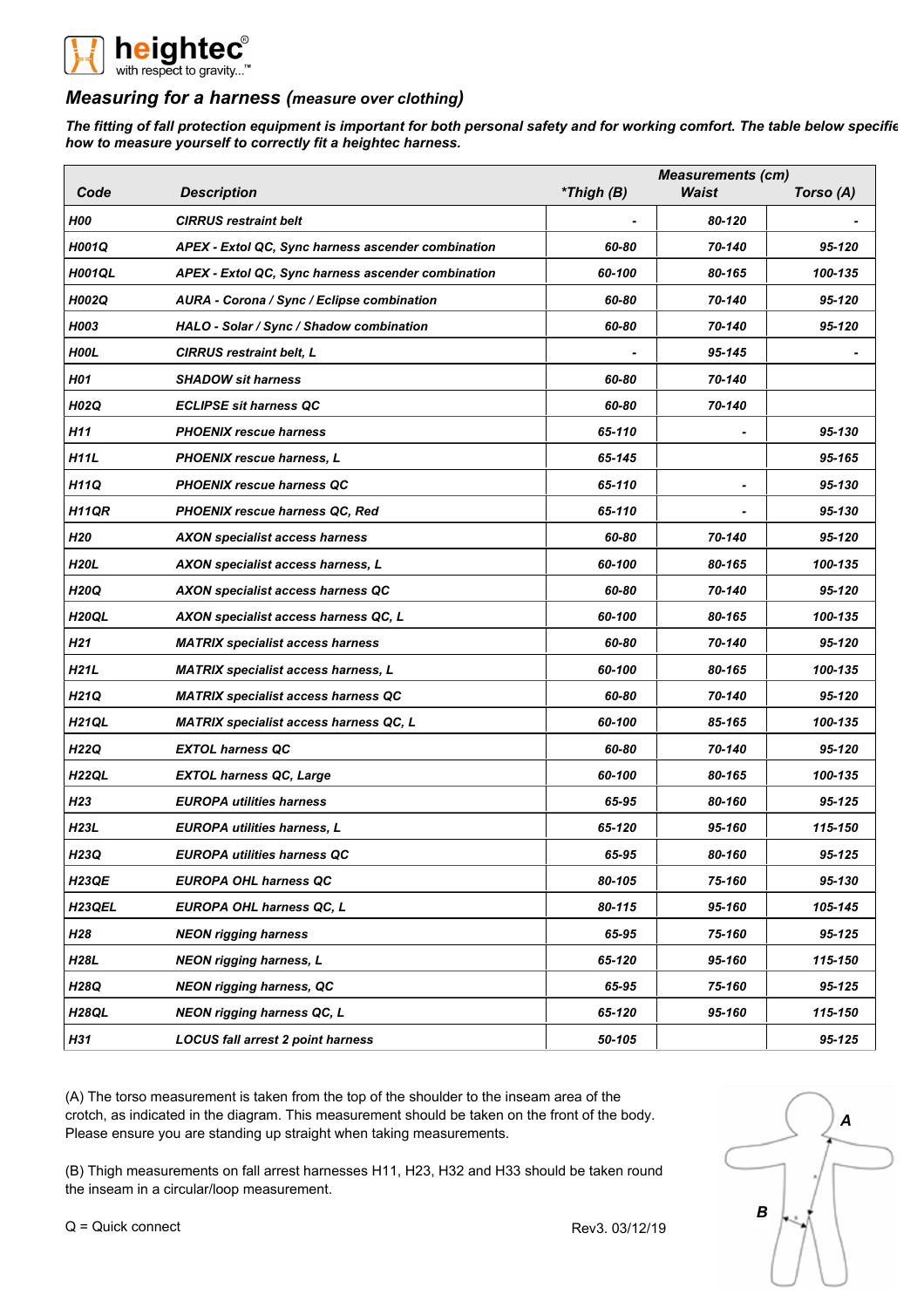# Measuring for a harness (measure over clothing)

***The fitting of fall protection equipment is important for both personal safety and for working comfort. The table below specifie how to measure yourself to correctly fit a heightec harness.***

| Code | Description | Measurements (cm) | | |
|---|---|---|---|---|
| | | *Thigh (B) | Waist | Torso (A) |
| H00 | CIRRUS restraint belt | - | 80-120 | - |
| H001Q | APEX - Extol QC, Sync harness ascender combination | 60-80 | 70-140 | 95-120 |
| H001QL | APEX - Extol QC, Sync harness ascender combination | 60-100 | 80-165 | 100-135 |
| H002Q | AURA - Corona / Sync / Eclipse combination | 60-80 | 70-140 | 95-120 |
| H003 | HALO - Solar / Sync / Shadow combination | 60-80 | 70-140 | 95-120 |
| H00L | CIRRUS restraint belt, L | - | 95-145 | - |
| H01 | SHADOW sit harness | 60-80 | 70-140 | |
| H02Q | ECLIPSE sit harness QC | 60-80 | 70-140 | |
| H11 | PHOENIX rescue harness | 65-110 | - | 95-130 |
| H11L | PHOENIX rescue harness, L | 65-145 | | 95-165 |
| H11Q | PHOENIX rescue harness QC | 65-110 | - | 95-130 |
| H11QR | PHOENIX rescue harness QC, Red | 65-110 | - | 95-130 |
| H20 | AXON specialist access harness | 60-80 | 70-140 | 95-120 |
| H20L | AXON specialist access harness, L | 60-100 | 80-165 | 100-135 |
| H20Q | AXON specialist access harness QC | 60-80 | 70-140 | 95-120 |
| H20QL | AXON specialist access harness QC, L | 60-100 | 80-165 | 100-135 |
| H21 | MATRIX specialist access harness | 60-80 | 70-140 | 95-120 |
| H21L | MATRIX specialist access harness, L | 60-100 | 80-165 | 100-135 |
| H21Q | MATRIX specialist access harness QC | 60-80 | 70-140 | 95-120 |
| H21QL | MATRIX specialist access harness QC, L | 60-100 | 85-165 | 100-135 |
| H22Q | EXTOL harness QC | 60-80 | 70-140 | 95-120 |
| H22QL | EXTOL harness QC, Large | 60-100 | 80-165 | 100-135 |
| H23 | EUROPA utilities harness | 65-95 | 80-160 | 95-125 |
| H23L | EUROPA utilities harness, L | 65-120 | 95-160 | 115-150 |
| H23Q | EUROPA utilities harness QC | 65-95 | 80-160 | 95-125 |
| H23QE | EUROPA OHL harness QC | 80-105 | 75-160 | 95-130 |
| H23QEL | EUROPA OHL harness QC, L | 80-115 | 95-160 | 105-145 |
| H28 | NEON rigging harness | 65-95 | 75-160 | 95-125 |
| H28L | NEON rigging harness, L | 65-120 | 95-160 | 115-150 |
| H28Q | NEON rigging harness, QC | 65-95 | 75-160 | 95-125 |
| H28QL | NEON rigging harness QC, L | 65-120 | 95-160 | 115-150 |
| H31 | LOCUS fall arrest 2 point harness | 50-105 | | 95-125 |

(A) The torso measurement is taken from the top of the shoulder to the inseam area of the crotch, as indicated in the diagram. This measurement should be taken on the front of the body. Please ensure you are standing up straight when taking measurements.

(B) Thigh measurements on fall arrest harnesses H11, H23, H32 and H33 should be taken round the inseam in a circular/loop measurement.

Q = Quick connect

Rev3. 03/12/19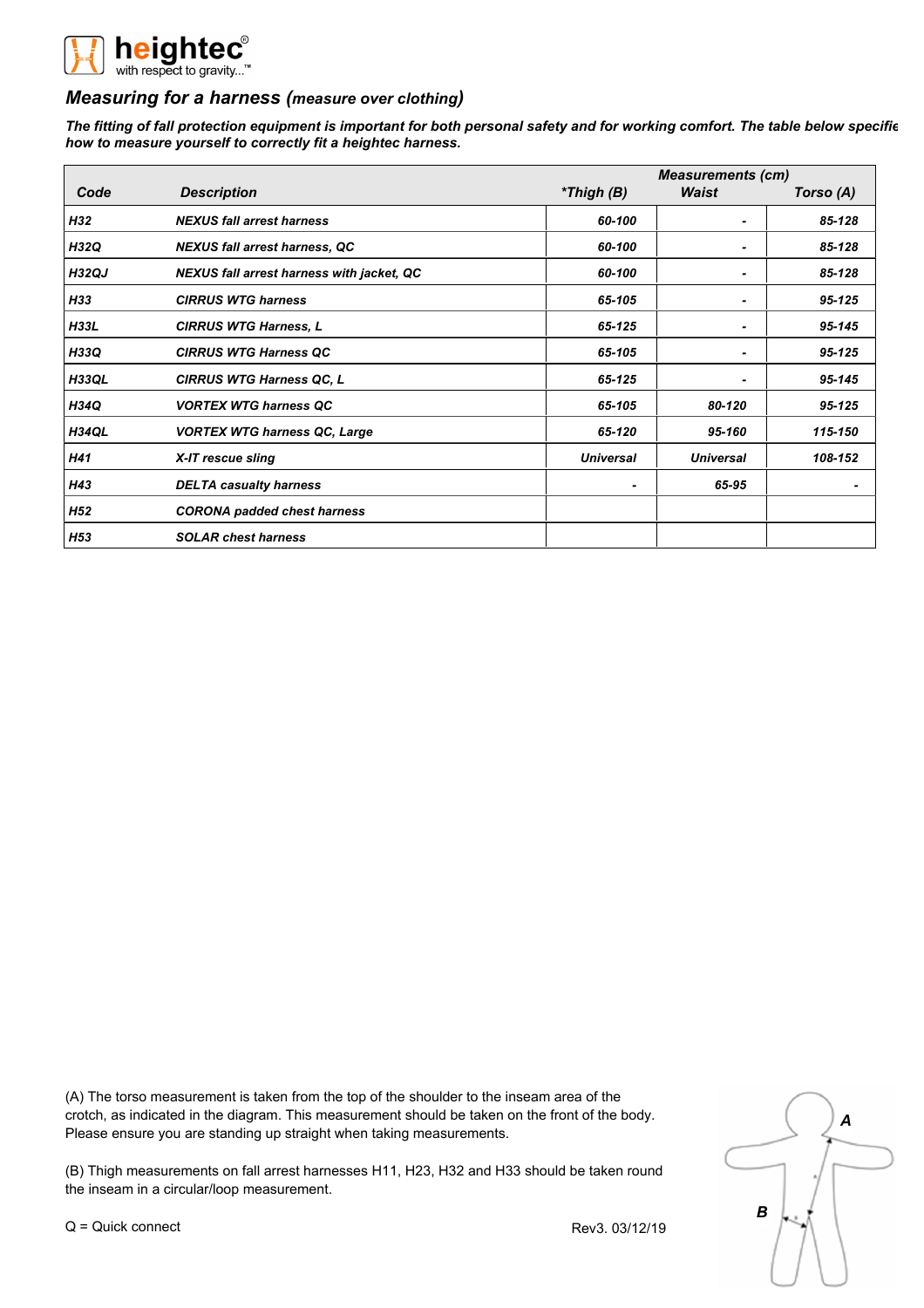heightec®
with respect to gravity...™

## *Measuring for a harness (measure over clothing)*

***The fitting of fall protection equipment is important for both personal safety and for working comfort. The table below specifie how to measure yourself to correctly fit a heightec harness.***

| Code | Description | Measurements (cm) | | |
|---|---|---|---|---|
| | | *Thigh (B) | Waist | Torso (A) |
| H32 | NEXUS fall arrest harness | 60-100 | - | 85-128 |
| H32Q | NEXUS fall arrest harness, QC | 60-100 | - | 85-128 |
| H32QJ | NEXUS fall arrest harness with jacket, QC | 60-100 | - | 85-128 |
| H33 | CIRRUS WTG harness | 65-105 | - | 95-125 |
| H33L | CIRRUS WTG Harness, L | 65-125 | - | 95-145 |
| H33Q | CIRRUS WTG Harness QC | 65-105 | - | 95-125 |
| H33QL | CIRRUS WTG Harness QC, L | 65-125 | - | 95-145 |
| H34Q | VORTEX WTG harness QC | 65-105 | 80-120 | 95-125 |
| H34QL | VORTEX WTG harness QC, Large | 65-120 | 95-160 | 115-150 |
| H41 | X-IT rescue sling | Universal | Universal | 108-152 |
| H43 | DELTA casualty harness | - | 65-95 | - |
| H52 | CORONA padded chest harness | | | |
| H53 | SOLAR chest harness | | | |

(A) The torso measurement is taken from the top of the shoulder to the inseam area of the crotch, as indicated in the diagram. This measurement should be taken on the front of the body. Please ensure you are standing up straight when taking measurements.

(B) Thigh measurements on fall arrest harnesses H11, H23, H32 and H33 should be taken round the inseam in a circular/loop measurement.

Q = Quick connect

Rev3. 03/12/19

A

B